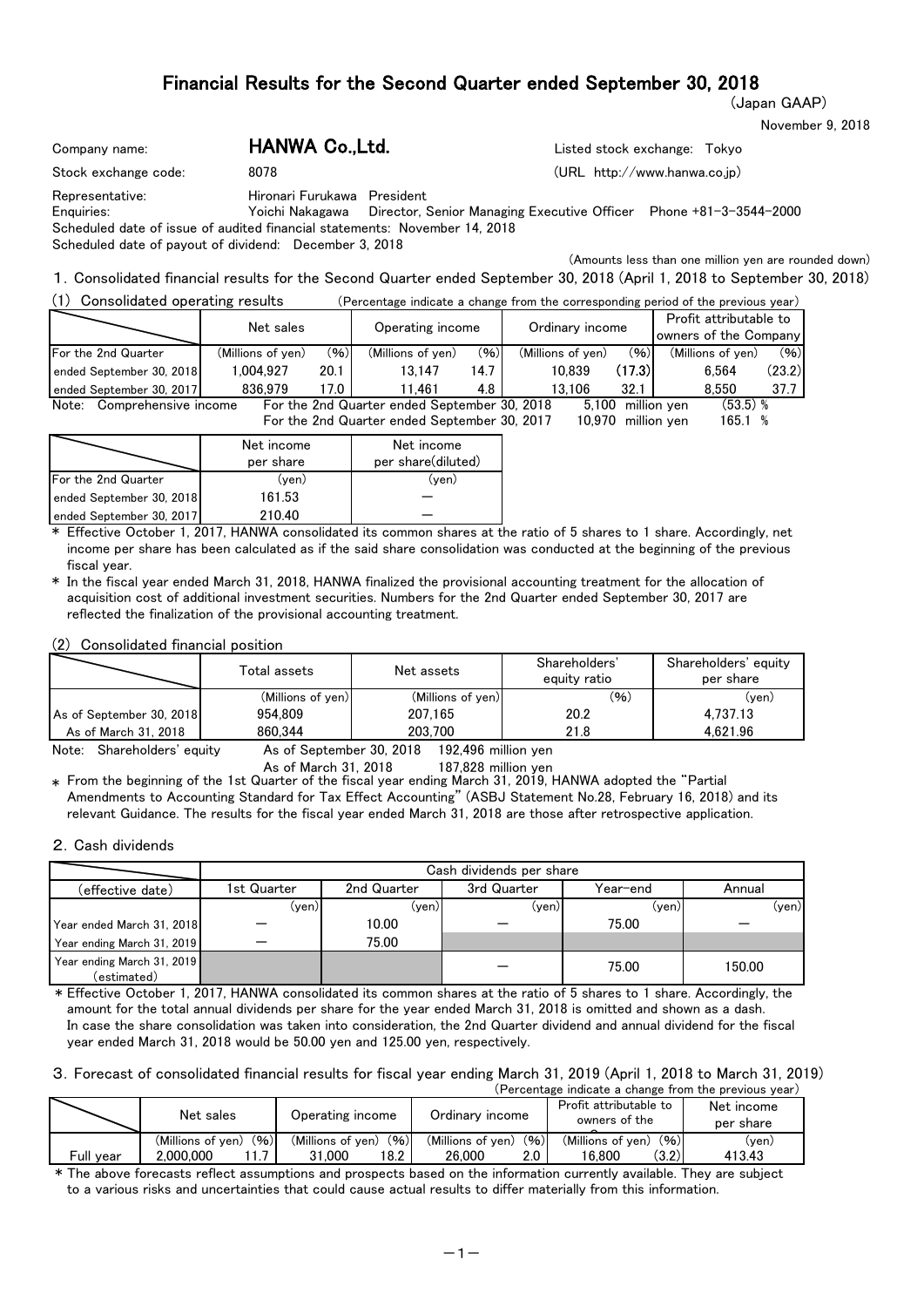# Financial Results for the Second Quarter ended September 30, 2018

(Japan GAAP)

November 9, 2018

Company name: **HANWA Co.,Ltd.** Listed stock exchange: Tokyo

Stock exchange code: 8078 (URL http://www.hanwa.co.jp)

Representative: Hironari Furukawa President

Enquiries: Yoichi Nakagawa Director, Senior Managing Executive Officer Phone +81-3-3544-2000

Scheduled date of issue of audited financial statements: November 14, 2018

Scheduled date of payout of dividend: December 3, 2018

(Amounts less than one million yen are rounded down)

## 1. Consolidated financial results for the Second Quarter ended September 30, 2018 (April 1, 2018 to September 30, 2018)

### (1) Consolidated operating results

(Percentage indicate a change from the corresponding period of the previous year)

| | Net sales | | Operating income | | Ordinary income | | Profit attributable to owners of the Company | |
|---|---|---|---|---|---|---|---|---|
| For the 2nd Quarter | (Millions of yen) | (%) | (Millions of yen) | (%) | (Millions of yen) | (%) | (Millions of yen) | (%) |
| ended September 30, 2018 | 1,004,927 | 20.1 | 13,147 | 14.7 | 10,839 | (17.3) | 6,564 | (23.2) |
| ended September 30, 2017 | 836,979 | 17.0 | 11,461 | 4.8 | 13,106 | 32.1 | 8,550 | 37.7 |

Note: Comprehensive income
For the 2nd Quarter ended September 30, 2018 5,100 million yen (53.5) %
For the 2nd Quarter ended September 30, 2017 10,970 million yen 165.1 %

| | Net income per share | Net income per share(diluted) |
|---|---|---|
| For the 2nd Quarter | (yen) | (yen) |
| ended September 30, 2018 | 161.53 | — |
| ended September 30, 2017 | 210.40 | — |

* Effective October 1, 2017, HANWA consolidated its common shares at the ratio of 5 shares to 1 share. Accordingly, net income per share has been calculated as if the said share consolidation was conducted at the beginning of the previous fiscal year.
* In the fiscal year ended March 31, 2018, HANWA finalized the provisional accounting treatment for the allocation of acquisition cost of additional investment securities. Numbers for the 2nd Quarter ended September 30, 2017 are reflected the finalization of the provisional accounting treatment.

### (2) Consolidated financial position

| | Total assets | Net assets | Shareholders' equity ratio | Shareholders' equity per share |
|---|---|---|---|---|
| | (Millions of yen) | (Millions of yen) | (%) | (yen) |
| As of September 30, 2018 | 954,809 | 207,165 | 20.2 | 4,737.13 |
| As of March 31, 2018 | 860,344 | 203,700 | 21.8 | 4,621.96 |

Note: Shareholders' equity
As of September 30, 2018 192,496 million yen
As of March 31, 2018 187,828 million yen

* From the beginning of the 1st Quarter of the fiscal year ending March 31, 2019, HANWA adopted the "Partial Amendments to Accounting Standard for Tax Effect Accounting" (ASBJ Statement No.28, February 16, 2018) and its relevant Guidance. The results for the fiscal year ended March 31, 2018 are those after retrospective application.

## 2. Cash dividends

| | Cash dividends per share | | | | |
|---|---|---|---|---|---|
| (effective date) | 1st Quarter | 2nd Quarter | 3rd Quarter | Year-end | Annual |
| | (yen) | (yen) | (yen) | (yen) | (yen) |
| Year ended March 31, 2018 | — | 10.00 | — | 75.00 | — |
| Year ending March 31, 2019 | — | 75.00 | | | |
| Year ending March 31, 2019 (estimated) | | | — | 75.00 | 150.00 |

* Effective October 1, 2017, HANWA consolidated its common shares at the ratio of 5 shares to 1 share. Accordingly, the amount for the total annual dividends per share for the year ended March 31, 2018 is omitted and shown as a dash.
In case the share consolidation was taken into consideration, the 2nd Quarter dividend and annual dividend for the fiscal year ended March 31, 2018 would be 50.00 yen and 125.00 yen, respectively.

## 3. Forecast of consolidated financial results for fiscal year ending March 31, 2019 (April 1, 2018 to March 31, 2019)

(Percentage indicate a change from the previous year)

| | Net sales | | Operating income | | Ordinary income | | Profit attributable to owners of the | | Net income per share |
|---|---|---|---|---|---|---|---|---|---|
| | (Millions of yen) | (%) | (Millions of yen) | (%) | (Millions of yen) | (%) | (Millions of yen) | (%) | (yen) |
| Full year | 2,000,000 | 11.7 | 31,000 | 18.2 | 26,000 | 2.0 | 16,800 | (3.2) | 413.43 |

* The above forecasts reflect assumptions and prospects based on the information currently available. They are subject to a various risks and uncertainties that could cause actual results to differ materially from this information.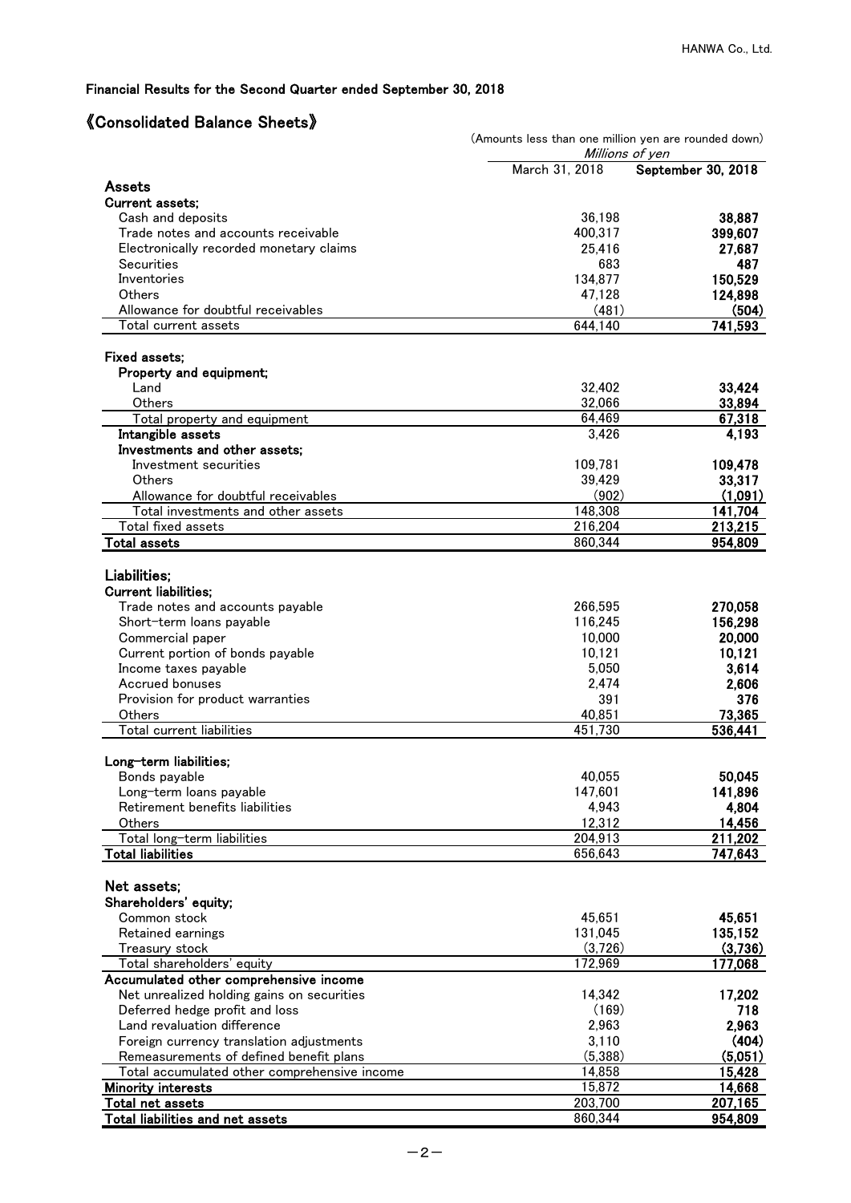Financial Results for the Second Quarter ended September 30, 2018

# 《Consolidated Balance Sheets》

(Amounts less than one million yen are rounded down)

| | *Millions of yen* | |
|---|---|---|
| | March 31, 2018 | **September 30, 2018** |
| **Assets** | | |
| **Current assets;** | | |
| Cash and deposits | 36,198 | **38,887** |
| Trade notes and accounts receivable | 400,317 | **399,607** |
| Electronically recorded monetary claims | 25,416 | **27,687** |
| Securities | 683 | **487** |
| Inventories | 134,877 | **150,529** |
| Others | 47,128 | **124,898** |
| Allowance for doubtful receivables | (481) | **(504)** |
| Total current assets | 644,140 | **741,593** |
| **Fixed assets;** | | |
| **Property and equipment;** | | |
| Land | 32,402 | **33,424** |
| Others | 32,066 | **33,894** |
| Total property and equipment | 64,469 | **67,318** |
| **Intangible assets** | 3,426 | **4,193** |
| **Investments and other assets;** | | |
| Investment securities | 109,781 | **109,478** |
| Others | 39,429 | **33,317** |
| Allowance for doubtful receivables | (902) | **(1,091)** |
| Total investments and other assets | 148,308 | **141,704** |
| Total fixed assets | 216,204 | **213,215** |
| **Total assets** | 860,344 | **954,809** |
| **Liabilities;** | | |
| **Current liabilities;** | | |
| Trade notes and accounts payable | 266,595 | **270,058** |
| Short-term loans payable | 116,245 | **156,298** |
| Commercial paper | 10,000 | **20,000** |
| Current portion of bonds payable | 10,121 | **10,121** |
| Income taxes payable | 5,050 | **3,614** |
| Accrued bonuses | 2,474 | **2,606** |
| Provision for product warranties | 391 | **376** |
| Others | 40,851 | **73,365** |
| Total current liabilities | 451,730 | **536,441** |
| **Long-term liabilities;** | | |
| Bonds payable | 40,055 | **50,045** |
| Long-term loans payable | 147,601 | **141,896** |
| Retirement benefits liabilities | 4,943 | **4,804** |
| Others | 12,312 | **14,456** |
| Total long-term liabilities | 204,913 | **211,202** |
| **Total liabilities** | 656,643 | **747,643** |
| **Net assets;** | | |
| **Shareholders' equity;** | | |
| Common stock | 45,651 | **45,651** |
| Retained earnings | 131,045 | **135,152** |
| Treasury stock | (3,726) | **(3,736)** |
| Total shareholders' equity | 172,969 | **177,068** |
| **Accumulated other comprehensive income** | | |
| Net unrealized holding gains on securities | 14,342 | **17,202** |
| Deferred hedge profit and loss | (169) | **718** |
| Land revaluation difference | 2,963 | **2,963** |
| Foreign currency translation adjustments | 3,110 | **(404)** |
| Remeasurements of defined benefit plans | (5,388) | **(5,051)** |
| Total accumulated other comprehensive income | 14,858 | **15,428** |
| **Minority interests** | 15,872 | **14,668** |
| **Total net assets** | 203,700 | **207,165** |
| **Total liabilities and net assets** | 860,344 | **954,809** |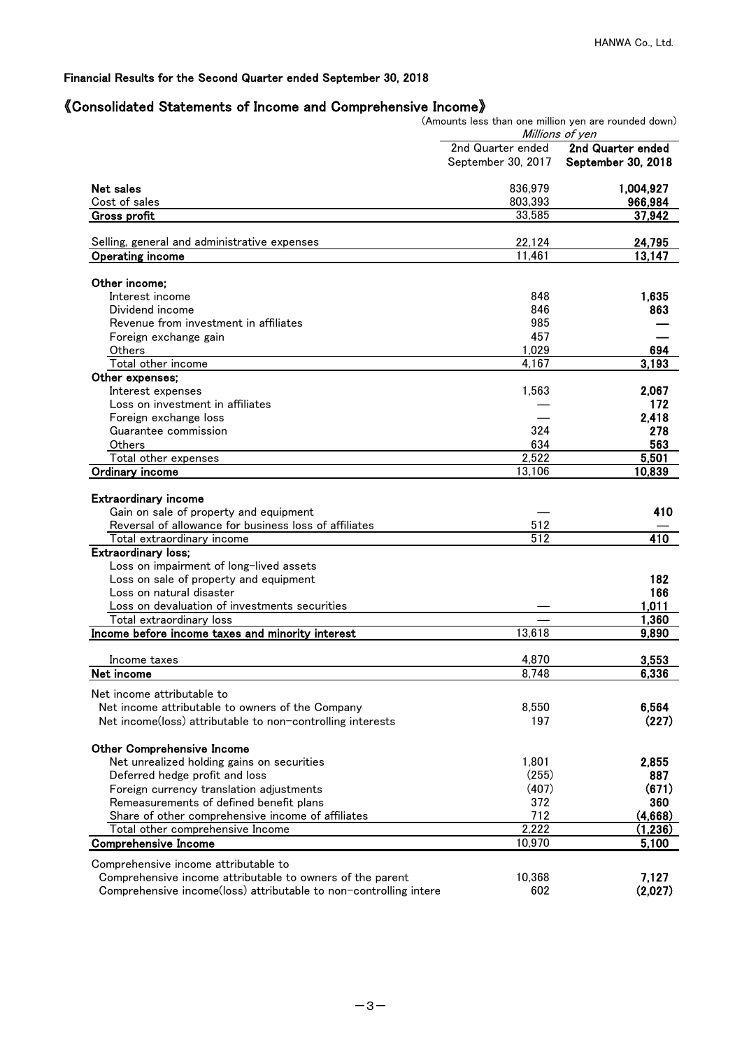HANWA Co., Ltd.

Financial Results for the Second Quarter ended September 30, 2018

## 《Consolidated Statements of Income and Comprehensive Income》

(Amounts less than one million yen are rounded down)

| | Millions of yen | |
|---|---|---|
| | 2nd Quarter ended September 30, 2017 | **2nd Quarter ended September 30, 2018** |
| **Net sales** | 836,979 | **1,004,927** |
| Cost of sales | 803,393 | **966,984** |
| **Gross profit** | 33,585 | **37,942** |
| Selling, general and administrative expenses | 22,124 | **24,795** |
| **Operating income** | 11,461 | **13,147** |
| **Other income;** | | |
| Interest income | 848 | **1,635** |
| Dividend income | 846 | **863** |
| Revenue from investment in affiliates | 985 | **—** |
| Foreign exchange gain | 457 | **—** |
| Others | 1,029 | **694** |
| Total other income | 4,167 | **3,193** |
| **Other expenses;** | | |
| Interest expenses | 1,563 | **2,067** |
| Loss on investment in affiliates | — | **172** |
| Foreign exchange loss | — | **2,418** |
| Guarantee commission | 324 | **278** |
| Others | 634 | **563** |
| Total other expenses | 2,522 | **5,501** |
| **Ordinary income** | 13,106 | **10,839** |
| **Extraordinary income** | | |
| Gain on sale of property and equipment | — | **410** |
| Reversal of allowance for business loss of affiliates | 512 | **—** |
| Total extraordinary income | 512 | **410** |
| **Extraordinary loss;** | | |
| Loss on impairment of long-lived assets | | |
| Loss on sale of property and equipment | | **182** |
| Loss on natural disaster | | **166** |
| Loss on devaluation of investments securities | — | **1,011** |
| Total extraordinary loss | — | **1,360** |
| **Income before income taxes and minority interest** | 13,618 | **9,890** |
| Income taxes | 4,870 | **3,553** |
| **Net income** | 8,748 | **6,336** |
| Net income attributable to | | |
| Net income attributable to owners of the Company | 8,550 | **6,564** |
| Net income(loss) attributable to non-controlling interests | 197 | **(227)** |
| **Other Comprehensive Income** | | |
| Net unrealized holding gains on securities | 1,801 | **2,855** |
| Deferred hedge profit and loss | (255) | **887** |
| Foreign currency translation adjustments | (407) | **(671)** |
| Remeasurements of defined benefit plans | 372 | **360** |
| Share of other comprehensive income of affiliates | 712 | **(4,668)** |
| Total other comprehensive Income | 2,222 | **(1,236)** |
| **Comprehensive Income** | 10,970 | **5,100** |
| Comprehensive income attributable to | | |
| Comprehensive income attributable to owners of the parent | 10,368 | **7,127** |
| Comprehensive income(loss) attributable to non-controlling intere | 602 | **(2,027)** |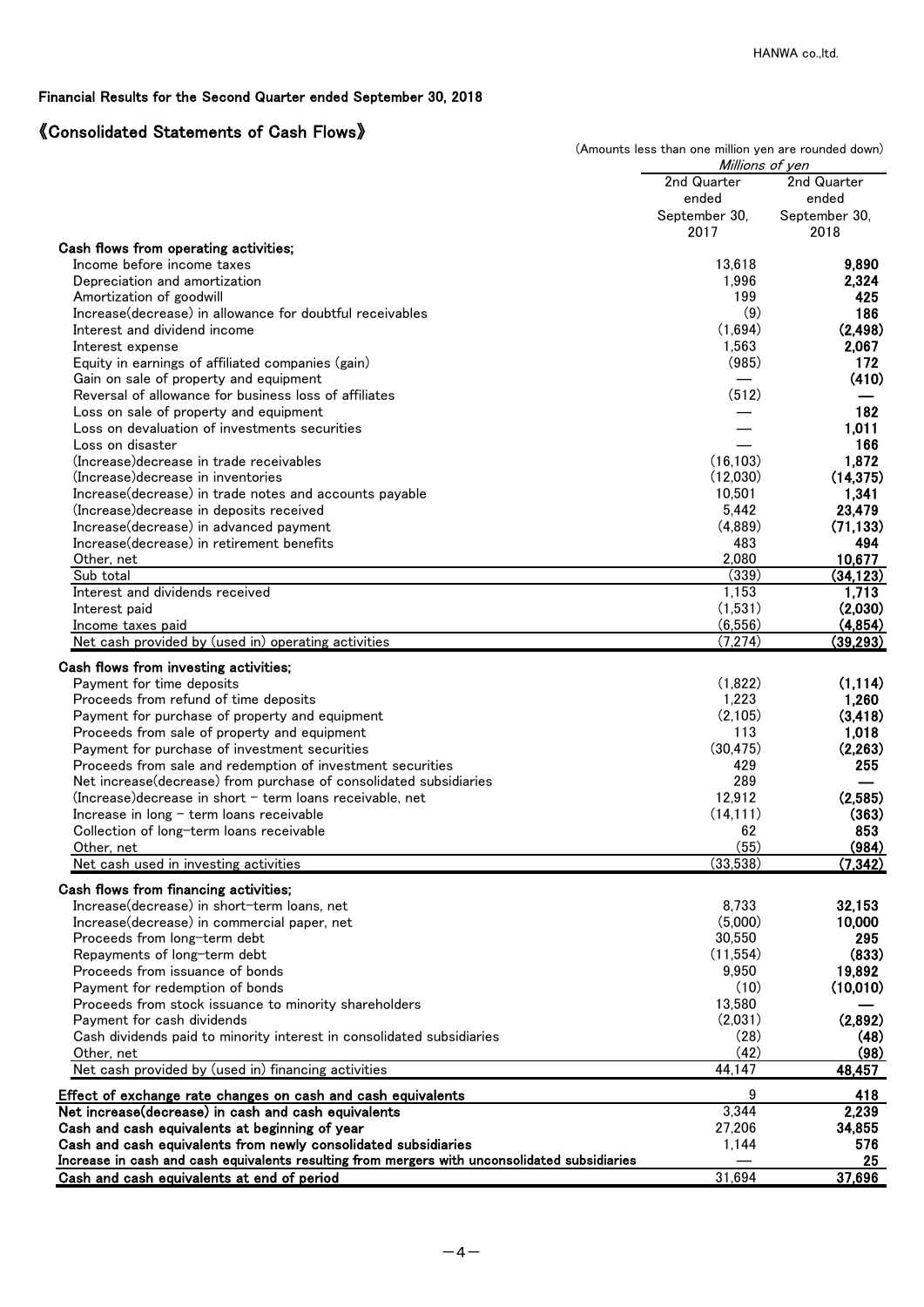Financial Results for the Second Quarter ended September 30, 2018

## 《Consolidated Statements of Cash Flows》

(Amounts less than one million yen are rounded down)

| | Millions of yen | |
|---|---|---|
| | 2nd Quarter ended September 30, 2017 | 2nd Quarter ended September 30, 2018 |
| **Cash flows from operating activities;** | | |
| Income before income taxes | 13,618 | **9,890** |
| Depreciation and amortization | 1,996 | **2,324** |
| Amortization of goodwill | 199 | **425** |
| Increase(decrease) in allowance for doubtful receivables | (9) | **186** |
| Interest and dividend income | (1,694) | **(2,498)** |
| Interest expense | 1,563 | **2,067** |
| Equity in earnings of affiliated companies (gain) | (985) | **172** |
| Gain on sale of property and equipment | — | **(410)** |
| Reversal of allowance for business loss of affiliates | (512) | **—** |
| Loss on sale of property and equipment | — | **182** |
| Loss on devaluation of investments securities | — | **1,011** |
| Loss on disaster | — | **166** |
| (Increase)decrease in trade receivables | (16,103) | **1,872** |
| (Increase)decrease in inventories | (12,030) | **(14,375)** |
| Increase(decrease) in trade notes and accounts payable | 10,501 | **1,341** |
| (Increase)decrease in deposits received | 5,442 | **23,479** |
| Increase(decrease) in advanced payment | (4,889) | **(71,133)** |
| Increase(decrease) in retirement benefits | 483 | **494** |
| Other, net | 2,080 | **10,677** |
| Sub total | (339) | **(34,123)** |
| Interest and dividends received | 1,153 | **1,713** |
| Interest paid | (1,531) | **(2,030)** |
| Income taxes paid | (6,556) | **(4,854)** |
| Net cash provided by (used in) operating activities | (7,274) | **(39,293)** |
| **Cash flows from investing activities;** | | |
| Payment for time deposits | (1,822) | **(1,114)** |
| Proceeds from refund of time deposits | 1,223 | **1,260** |
| Payment for purchase of property and equipment | (2,105) | **(3,418)** |
| Proceeds from sale of property and equipment | 113 | **1,018** |
| Payment for purchase of investment securities | (30,475) | **(2,263)** |
| Proceeds from sale and redemption of investment securities | 429 | **255** |
| Net increase(decrease) from purchase of consolidated subsidiaries | 289 | **—** |
| (Increase)decrease in short－term loans receivable, net | 12,912 | **(2,585)** |
| Increase in long－term loans receivable | (14,111) | **(363)** |
| Collection of long-term loans receivable | 62 | **853** |
| Other, net | (55) | **(984)** |
| Net cash used in investing activities | (33,538) | **(7,342)** |
| **Cash flows from financing activities;** | | |
| Increase(decrease) in short-term loans, net | 8,733 | **32,153** |
| Increase(decrease) in commercial paper, net | (5,000) | **10,000** |
| Proceeds from long-term debt | 30,550 | **295** |
| Repayments of long-term debt | (11,554) | **(833)** |
| Proceeds from issuance of bonds | 9,950 | **19,892** |
| Payment for redemption of bonds | (10) | **(10,010)** |
| Proceeds from stock issuance to minority shareholders | 13,580 | **—** |
| Payment for cash dividends | (2,031) | **(2,892)** |
| Cash dividends paid to minority interest in consolidated subsidiaries | (28) | **(48)** |
| Other, net | (42) | **(98)** |
| Net cash provided by (used in) financing activities | 44,147 | **48,457** |
| **Effect of exchange rate changes on cash and cash equivalents** | 9 | **418** |
| **Net increase(decrease) in cash and cash equivalents** | 3,344 | **2,239** |
| **Cash and cash equivalents at beginning of year** | 27,206 | **34,855** |
| **Cash and cash equivalents from newly consolidated subsidiaries** | 1,144 | **576** |
| **Increase in cash and cash equivalents resulting from mergers with unconsolidated subsidiaries** | — | **25** |
| **Cash and cash equivalents at end of period** | 31,694 | **37,696** |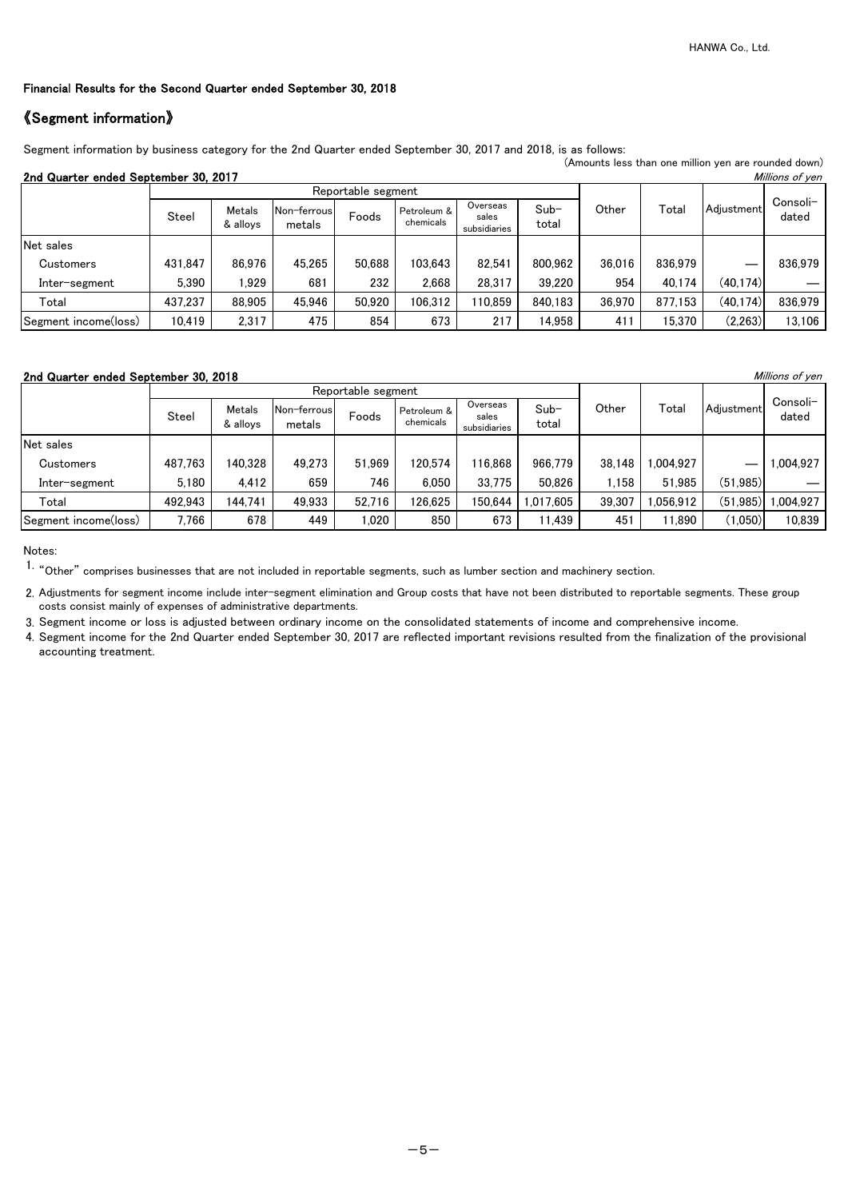Financial Results for the Second Quarter ended September 30, 2018

## 《Segment information》

Segment information by business category for the 2nd Quarter ended September 30, 2017 and 2018, is as follows:

(Amounts less than one million yen are rounded down)

**2nd Quarter ended September 30, 2017**

*Millions of yen*

| | Reportable segment | | | | | | | Other | Total | Adjustment | Consoli-dated |
|---|---|---|---|---|---|---|---|---|---|---|---|
| | Steel | Metals & alloys | Non-ferrous metals | Foods | Petroleum & chemicals | Overseas sales subsidiaries | Sub-total | | | | |
| Net sales | | | | | | | | | | | |
| Customers | 431,847 | 86,976 | 45,265 | 50,688 | 103,643 | 82,541 | 800,962 | 36,016 | 836,979 | — | 836,979 |
| Inter-segment | 5,390 | 1,929 | 681 | 232 | 2,668 | 28,317 | 39,220 | 954 | 40,174 | (40,174) | — |
| Total | 437,237 | 88,905 | 45,946 | 50,920 | 106,312 | 110,859 | 840,183 | 36,970 | 877,153 | (40,174) | 836,979 |
| Segment income(loss) | 10,419 | 2,317 | 475 | 854 | 673 | 217 | 14,958 | 411 | 15,370 | (2,263) | 13,106 |

**2nd Quarter ended September 30, 2018**

*Millions of yen*

| | Reportable segment | | | | | | | Other | Total | Adjustment | Consoli-dated |
|---|---|---|---|---|---|---|---|---|---|---|---|
| | Steel | Metals & alloys | Non-ferrous metals | Foods | Petroleum & chemicals | Overseas sales subsidiaries | Sub-total | | | | |
| Net sales | | | | | | | | | | | |
| Customers | 487,763 | 140,328 | 49,273 | 51,969 | 120,574 | 116,868 | 966,779 | 38,148 | 1,004,927 | — | 1,004,927 |
| Inter-segment | 5,180 | 4,412 | 659 | 746 | 6,050 | 33,775 | 50,826 | 1,158 | 51,985 | (51,985) | — |
| Total | 492,943 | 144,741 | 49,933 | 52,716 | 126,625 | 150,644 | 1,017,605 | 39,307 | 1,056,912 | (51,985) | 1,004,927 |
| Segment income(loss) | 7,766 | 678 | 449 | 1,020 | 850 | 673 | 11,439 | 451 | 11,890 | (1,050) | 10,839 |

Notes:

1. "Other" comprises businesses that are not included in reportable segments, such as lumber section and machinery section.
2. Adjustments for segment income include inter-segment elimination and Group costs that have not been distributed to reportable segments. These group costs consist mainly of expenses of administrative departments.
3. Segment income or loss is adjusted between ordinary income on the consolidated statements of income and comprehensive income.
4. Segment income for the 2nd Quarter ended September 30, 2017 are reflected important revisions resulted from the finalization of the provisional accounting treatment.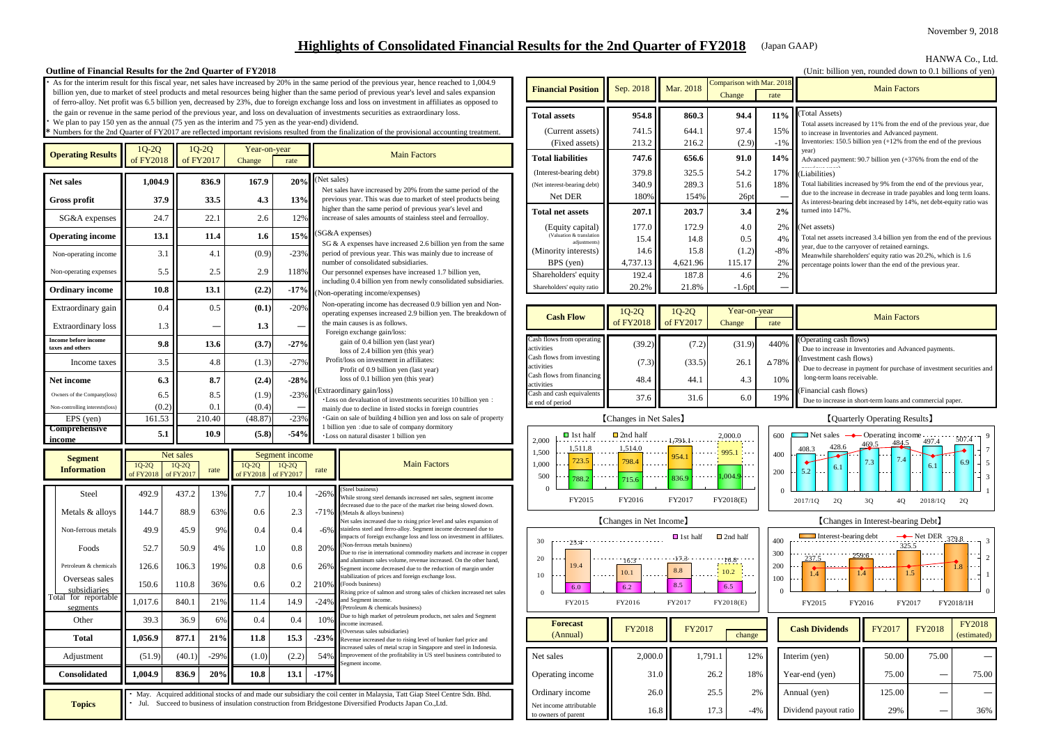November 9, 2018

# Highlights of Consolidated Financial Results for the 2nd Quarter of FY2018

(Japan GAAP)

HANWA Co., Ltd.

## Outline of Financial Results for the 2nd Quarter of FY2018

(Unit: billion yen, rounded down to 0.1 billions of yen)

- As for the interim result for this fiscal year, net sales have increased by 20% in the same period of the previous year, hence reached to 1,004.9 billion yen, due to market of steel products and metal resources being higher than the same period of previous year's level and sales expansion of ferro-alloy. Net profit was 6.5 billion yen, decreased by 23%, due to foreign exchange loss and loss on investment in affiliates as opposed to the gain or revenue in the same period of the previous year, and loss on devaluation of investments securities as extraordinary loss.
- We plan to pay 150 yen as the annual (75 yen as the interim and 75 yen as the year-end) dividend.

* Numbers for the 2nd Quarter of FY2017 are reflected important revisions resulted from the finalization of the provisional accounting treatment.

| Operating Results | 1Q-2Q of FY2018 | 1Q-2Q of FY2017 | Year-on-year Change | rate |
|---|---|---|---|---|
| Net sales | 1,004.9 | 836.9 | 167.9 | 20% |
| Gross profit | 37.9 | 33.5 | 4.3 | 13% |
| SG&A expenses | 24.7 | 22.1 | 2.6 | 12% |
| Operating income | 13.1 | 11.4 | 1.6 | 15% |
| Non-operating income | 3.1 | 4.1 | (0.9) | -23% |
| Non-operating expenses | 5.5 | 2.5 | 2.9 | 118% |
| Ordinary income | 10.8 | 13.1 | (2.2) | -17% |
| Extraordinary gain | 0.4 | 0.5 | (0.1) | -20% |
| Extraordinary loss | 1.3 | — | 1.3 | — |
| Income before income taxes and others | 9.8 | 13.6 | (3.7) | -27% |
| Income taxes | 3.5 | 4.8 | (1.3) | -27% |
| Net income | 6.3 | 8.7 | (2.4) | -28% |
| Owners of the Company(loss) | 6.5 | 8.5 | (1.9) | -23% |
| Non-controlling interests(loss) | (0.2) | 0.1 | (0.4) | — |
| EPS (yen) | 161.53 | 210.40 | (48.87) | -23% |
| Comprehensive income | 5.1 | 10.9 | (5.8) | -54% |

**Main Factors**

(Net sales)
Net sales have increased by 20% from the same period of the previous year. This was due to market of steel products being higher than the same period of previous year's level and increase of sales amounts of stainless steel and ferroalloy.

(SG&A expenses)
SG & A expenses have increased 2.6 billion yen from the same period of previous year. This was mainly due to increase of number of consolidated subsidiaries.
Our personnel expenses have increased 1.7 billion yen, including 0.4 billion yen from newly consolidated subsidiaries.

(Non-operating income/expenses)
Non-operating income has decreased 0.9 billion yen and Non-operating expenses increased 2.9 billion yen. The breakdown of the main causes is as follows.
Foreign exchange gain/loss:
gain of 0.4 billion yen (last year)
loss of 2.4 billion yen (this year)
Profit/loss on investment in affiliates:
Profit of 0.9 billion yen (last year)
loss of 0.1 billion yen (this year)

(Extraordinary gain/loss)
・Loss on devaluation of investments securities 10 billion yen : mainly due to decline in listed stocks in foreign countries
・Gain on sale of building 4 billion yen and loss on sale of property 1 billion yen :due to sale of company dormitory
・Loss on natural disaster 1 billion yen

| Segment Information | Net sales 1Q-2Q of FY2018 | Net sales 1Q-2Q of FY2017 | rate | Segment income 1Q-2Q of FY2018 | Segment income 1Q-2Q of FY2017 | rate |
|---|---|---|---|---|---|---|
| Steel | 492.9 | 437.2 | 13% | 7.7 | 10.4 | -26% |
| Metals & alloys | 144.7 | 88.9 | 63% | 0.6 | 2.3 | -71% |
| Non-ferrous metals | 49.9 | 45.9 | 9% | 0.4 | 0.4 | -6% |
| Foods | 52.7 | 50.9 | 4% | 1.0 | 0.8 | 20% |
| Petroleum & chemicals | 126.6 | 106.3 | 19% | 0.8 | 0.6 | 26% |
| Overseas sales subsidiaries | 150.6 | 110.8 | 36% | 0.6 | 0.2 | 210% |
| Total for reportable segments | 1,017.6 | 840.1 | 21% | 11.4 | 14.9 | -24% |
| Other | 39.3 | 36.9 | 6% | 0.4 | 0.4 | 10% |
| Total | 1,056.9 | 877.1 | 21% | 11.8 | 15.3 | -23% |
| Adjustment | (51.9) | (40.1) | -29% | (1.0) | (2.2) | 54% |
| Consolidated | 1,004.9 | 836.9 | 20% | 10.8 | 13.1 | -17% |

**Main Factors**

(Steel business)
While strong steel demands increased net sales, segment income decreased due to the pace of the market rise being slowed down.
(Metals & alloys business)
Net sales increased due to rising price level and sales expansion of stainless steel and ferro-alloy. Segment income decreased due to impacts of foreign exchange loss and loss on investment in affiliates.
(Non-ferrous metals business)
Due to rise in international commodity markets and increase in copper and aluminum sales volume, revenue increased. On the other hand, Segment income decreased due to the reduction of margin under stabilization of prices and foreign exchange loss.
(Foods business)
Rising price of salmon and strong sales of chicken increased net sales and Segment income.
(Petroleum & chemicals business)
Due to high market of petroleum products, net sales and Segment income increased.
(Overseas sales subsidiaries)
Revenue increased due to rising level of bunker fuel price and increased sales of metal scrap in Singapore and steel in Indonesia. Improvement of the profitability in US steel business contributed to Segment income.

**Topics**

- May. Acquired additional stocks of and made our subsidiary the coil center in Malaysia, Tatt Giap Steel Centre Sdn. Bhd.
- Jul. Succeed to business of insulation construction from Bridgestone Diversified Products Japan Co.,Ltd.

| Financial Position | Sep. 2018 | Mar. 2018 | Comparison with Mar. 2018 Change | rate |
|---|---|---|---|---|
| Total assets | 954.8 | 860.3 | 94.4 | 11% |
| (Current assets) | 741.5 | 644.1 | 97.4 | 15% |
| (Fixed assets) | 213.2 | 216.2 | (2.9) | -1% |
| Total liabilities | 747.6 | 656.6 | 91.0 | 14% |
| (Interest-bearing debt) | 379.8 | 325.5 | 54.2 | 17% |
| (Net interest-bearing debt) | 340.9 | 289.3 | 51.6 | 18% |
| Net DER | 180% | 154% | 26pt | — |
| Total net assets | 207.1 | 203.7 | 3.4 | 2% |
| (Equity capital) | 177.0 | 172.9 | 4.0 | 2% |
| (Valuation & translation adjustments) | 15.4 | 14.8 | 0.5 | 4% |
| (Minority interests) | 14.6 | 15.8 | (1.2) | -8% |
| BPS (yen) | 4,737.13 | 4,621.96 | 115.17 | 2% |
| Shareholders' equity | 192.4 | 187.8 | 4.6 | 2% |
| Shareholders' equity ratio | 20.2% | 21.8% | -1.6pt | — |

**Main Factors**

(Total Assets)
Total assets increased by 11% from the end of the previous year, due to increase in Inventories and Advanced payment.
Inventories: 150.5 billion yen (+12% from the end of the previous year)
Advanced payment: 90.7 billion yen (+376% from the end of the previous year)

(Liabilities)
Total liabilities increased by 9% from the end of the previous year, due to the increase in decrease in trade payables and long term loans. As interest-bearing debt increased by 14%, net debt-equity ratio was turned into 147%.

(Net assets)
Total net assets increased 3.4 billion yen from the end of the previous year, due to the carryover of retained earnings.
Meanwhile shareholders' equity ratio was 20.2%, which is 1.6 percentage points lower than the end of the previous year.

| Cash Flow | 1Q-2Q of FY2018 | 1Q-2Q of FY2017 | Year-on-year Change | rate |
|---|---|---|---|---|
| Cash flows from operating activities | (39.2) | (7.2) | (31.9) | 440% |
| Cash flows from investing activities | (7.3) | (33.5) | 26.1 | △78% |
| Cash flows from financing activities | 48.4 | 44.1 | 4.3 | 10% |
| Cash and cash equivalents at end of period | 37.6 | 31.6 | 6.0 | 19% |

**Main Factors**

(Operating cash flows)
Due to increase in Inventories and Advanced payments.
(Investment cash flows)
Due to decrease in payment for purchase of investment securities and long-term loans receivable.
(Financial cash flows)
Due to increase in short-term loans and commercial paper.

【Changes in Net Sales】

1st half / 2nd half
FY2015: 788.2, 723.5, 1,511.8
FY2016: 715.6, 798.4, 1,514.0
FY2017: 836.9, 954.1, 1,791.1
FY2018(E): 1,004.9, 995.1, 2,000.0

【Quarterly Operating Results】

Net sales / Operating income
2017/1Q: 408.3, 5.2
2Q: 428.6, 6.1
3Q: 469.5, 7.3
4Q: 484.5, 7.4
2018/1Q: 497.4, 6.1
2Q: 507.4, 6.9

【Changes in Net Income】

1st half / 2nd half
FY2015: 6.0, 19.4, 23.4
FY2016: 6.2, 10.1, 16.3
FY2017: 8.5, 8.8, 17.3
FY2018(E): 6.5, 10.2, 16.8

【Changes in Interest-bearing Debt】

Interest-bearing debt / Net DER
FY2015: 237.5, 1.4
FY2016: 259.6, 1.4
FY2017: 325.5, 1.5
FY2018/1H: 379.8, 1.8

| Forecast (Annual) | FY2018 | FY2017 | change |
|---|---|---|---|
| Net sales | 2,000.0 | 1,791.1 | 12% |
| Operating income | 31.0 | 26.2 | 18% |
| Ordinary income | 26.0 | 25.5 | 2% |
| Net income attributable to owners of parent | 16.8 | 17.3 | -4% |

| Cash Dividends | FY2017 | FY2018 | FY2018 (estimated) |
|---|---|---|---|
| Interim (yen) | 50.00 | 75.00 | — |
| Year-end (yen) | 75.00 | — | 75.00 |
| Annual (yen) | 125.00 | — | — |
| Dividend payout ratio | 29% | — | 36% |